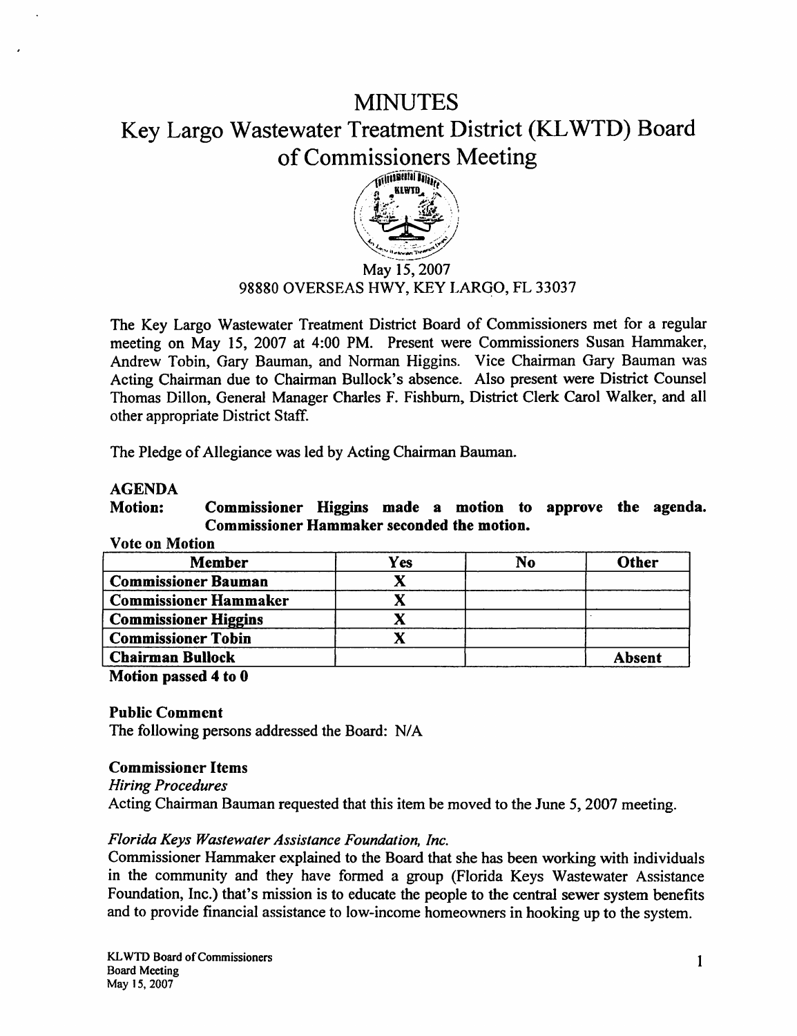# MINUTES

# Key Largo Wastewater Treatment District (KLWTD) Board of Commissioners Meeting

May 15, 2007
98880 OVERSEAS HWY, KEY LARGO, FL 33037

The Key Largo Wastewater Treatment District Board of Commissioners met for a regular meeting on May 15, 2007 at 4:00 PM. Present were Commissioners Susan Hammaker, Andrew Tobin, Gary Bauman, and Norman Higgins. Vice Chairman Gary Bauman was Acting Chairman due to Chairman Bullock's absence. Also present were District Counsel Thomas Dillon, General Manager Charles F. Fishburn, District Clerk Carol Walker, and all other appropriate District Staff.

The Pledge of Allegiance was led by Acting Chairman Bauman.

**AGENDA**

**Motion: Commissioner Higgins made a motion to approve the agenda. Commissioner Hammaker seconded the motion.**

**Vote on Motion**

| Member | Yes | No | Other |
|---|---|---|---|
| **Commissioner Bauman** | X | | |
| **Commissioner Hammaker** | X | | |
| **Commissioner Higgins** | X | | |
| **Commissioner Tobin** | X | | |
| **Chairman Bullock** | | | **Absent** |

**Motion passed 4 to 0**

**Public Comment**

The following persons addressed the Board: N/A

**Commissioner Items**

*Hiring Procedures*

Acting Chairman Bauman requested that this item be moved to the June 5, 2007 meeting.

*Florida Keys Wastewater Assistance Foundation, Inc.*

Commissioner Hammaker explained to the Board that she has been working with individuals in the community and they have formed a group (Florida Keys Wastewater Assistance Foundation, Inc.) that's mission is to educate the people to the central sewer system benefits and to provide financial assistance to low-income homeowners in hooking up to the system.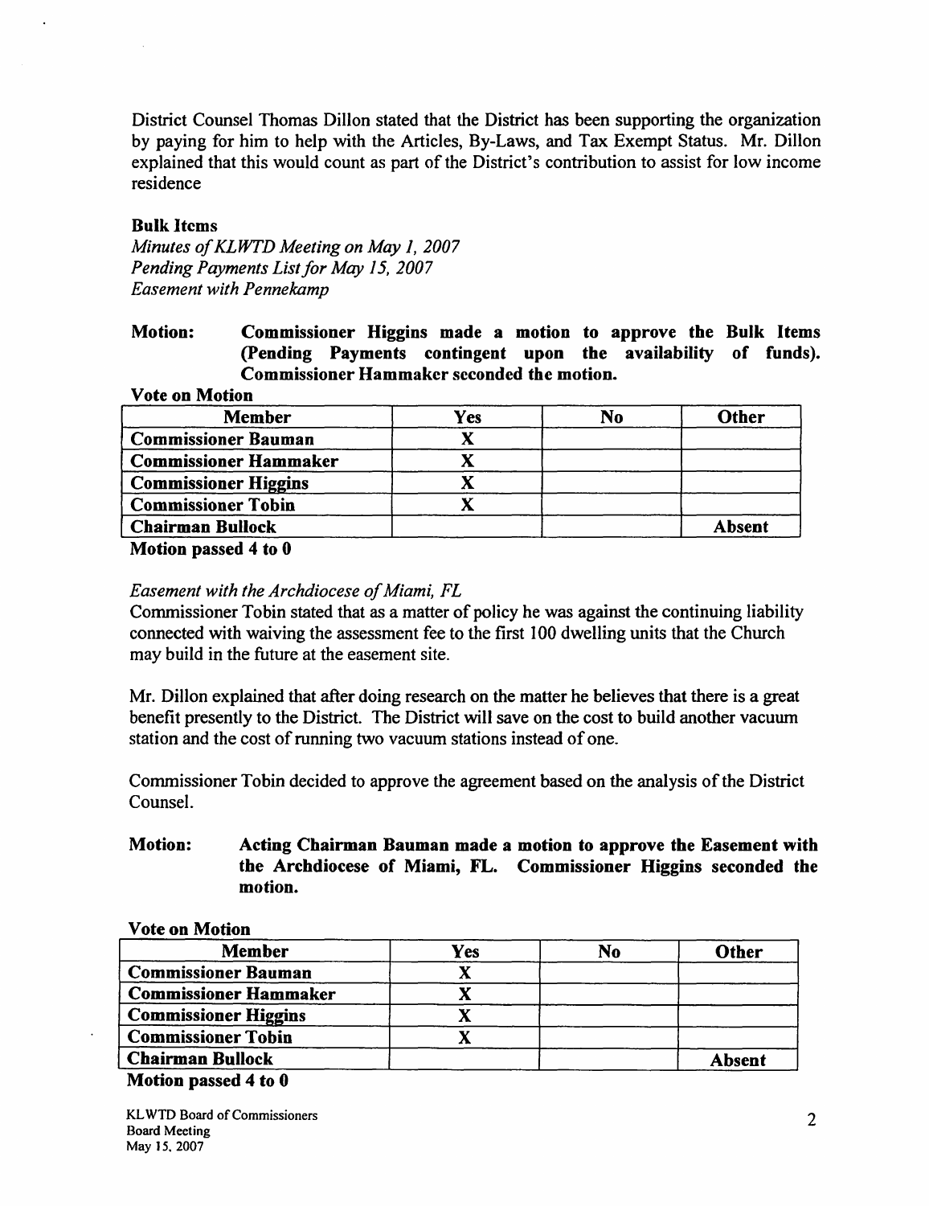District Counsel Thomas Dillon stated that the District has been supporting the organization by paying for him to help with the Articles, By-Laws, and Tax Exempt Status. Mr. Dillon explained that this would count as part of the District's contribution to assist for low income residence

**Bulk Items**

*Minutes of KLWTD Meeting on May 1, 2007*
*Pending Payments List for May 15, 2007*
*Easement with Pennekamp*

**Motion: Commissioner Higgins made a motion to approve the Bulk Items (Pending Payments contingent upon the availability of funds). Commissioner Hammaker seconded the motion.**

**Vote on Motion**

| Member | Yes | No | Other |
|---|---|---|---|
| Commissioner Bauman | X | | |
| Commissioner Hammaker | X | | |
| Commissioner Higgins | X | | |
| Commissioner Tobin | X | | |
| Chairman Bullock | | | Absent |

**Motion passed 4 to 0**

*Easement with the Archdiocese of Miami, FL*

Commissioner Tobin stated that as a matter of policy he was against the continuing liability connected with waiving the assessment fee to the first 100 dwelling units that the Church may build in the future at the easement site.

Mr. Dillon explained that after doing research on the matter he believes that there is a great benefit presently to the District. The District will save on the cost to build another vacuum station and the cost of running two vacuum stations instead of one.

Commissioner Tobin decided to approve the agreement based on the analysis of the District Counsel.

**Motion: Acting Chairman Bauman made a motion to approve the Easement with the Archdiocese of Miami, FL. Commissioner Higgins seconded the motion.**

**Vote on Motion**

| Member | Yes | No | Other |
|---|---|---|---|
| Commissioner Bauman | X | | |
| Commissioner Hammaker | X | | |
| Commissioner Higgins | X | | |
| Commissioner Tobin | X | | |
| Chairman Bullock | | | Absent |

**Motion passed 4 to 0**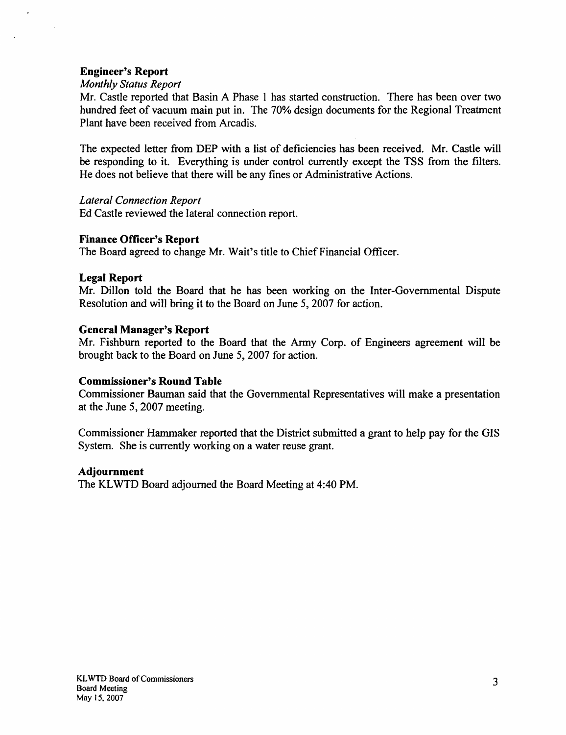## Engineer's Report

*Monthly Status Report*

Mr. Castle reported that Basin A Phase 1 has started construction. There has been over two hundred feet of vacuum main put in. The 70% design documents for the Regional Treatment Plant have been received from Arcadis.

The expected letter from DEP with a list of deficiencies has been received. Mr. Castle will be responding to it. Everything is under control currently except the TSS from the filters. He does not believe that there will be any fines or Administrative Actions.

*Lateral Connection Report*

Ed Castle reviewed the lateral connection report.

## Finance Officer's Report

The Board agreed to change Mr. Wait's title to Chief Financial Officer.

## Legal Report

Mr. Dillon told the Board that he has been working on the Inter-Governmental Dispute Resolution and will bring it to the Board on June 5, 2007 for action.

## General Manager's Report

Mr. Fishburn reported to the Board that the Army Corp. of Engineers agreement will be brought back to the Board on June 5, 2007 for action.

## Commissioner's Round Table

Commissioner Bauman said that the Governmental Representatives will make a presentation at the June 5, 2007 meeting.

Commissioner Hammaker reported that the District submitted a grant to help pay for the GIS System. She is currently working on a water reuse grant.

## Adjournment

The KLWTD Board adjourned the Board Meeting at 4:40 PM.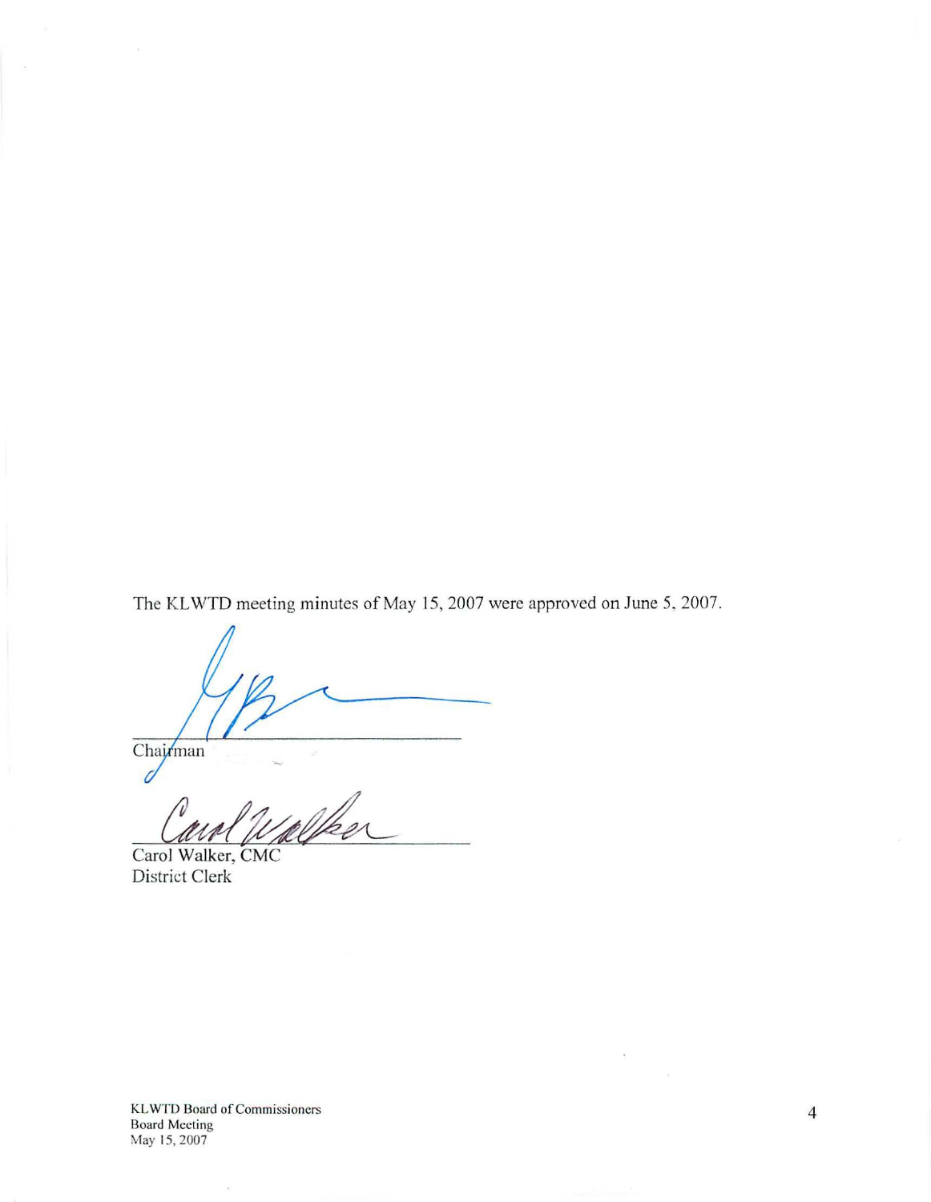The KLWTD meeting minutes of May 15, 2007 were approved on June 5, 2007.

Chairman

Carol Walker, CMC
District Clerk